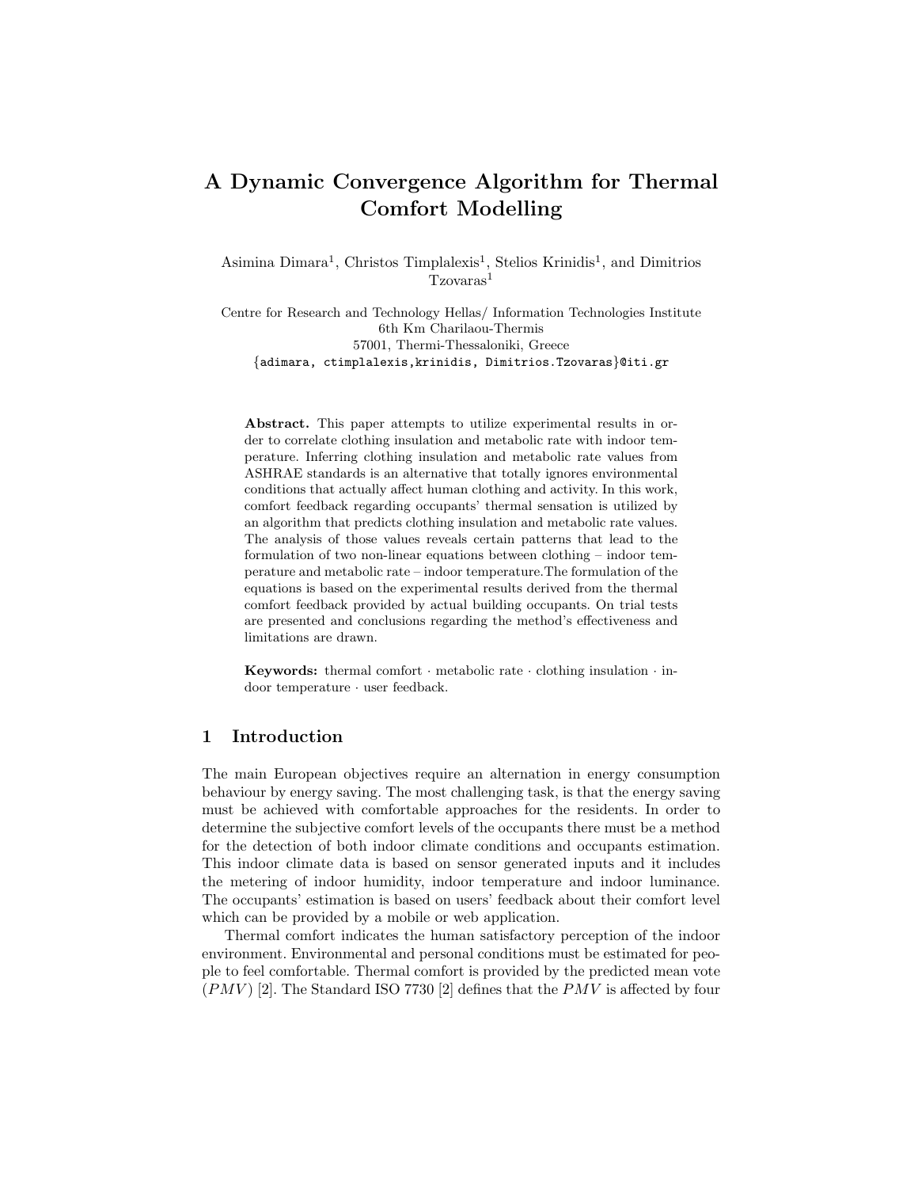# A Dynamic Convergence Algorithm for Thermal Comfort Modelling

Asimina Dimara[1], Christos Timplalexis[1], Stelios Krinidis[1], and Dimitrios Tzovaras[1]

Centre for Research and Technology Hellas/ Information Technologies Institute
6th Km Charilaou-Thermis
57001, Thermi-Thessaloniki, Greece
{adimara, ctimplalexis,krinidis, Dimitrios.Tzovaras}@iti.gr

**Abstract.** This paper attempts to utilize experimental results in order to correlate clothing insulation and metabolic rate with indoor temperature. Inferring clothing insulation and metabolic rate values from ASHRAE standards is an alternative that totally ignores environmental conditions that actually affect human clothing and activity. In this work, comfort feedback regarding occupants' thermal sensation is utilized by an algorithm that predicts clothing insulation and metabolic rate values. The analysis of those values reveals certain patterns that lead to the formulation of two non-linear equations between clothing – indoor temperature and metabolic rate – indoor temperature.The formulation of the equations is based on the experimental results derived from the thermal comfort feedback provided by actual building occupants. On trial tests are presented and conclusions regarding the method's effectiveness and limitations are drawn.

**Keywords:** thermal comfort · metabolic rate · clothing insulation · indoor temperature · user feedback.

## 1 Introduction

The main European objectives require an alternation in energy consumption behaviour by energy saving. The most challenging task, is that the energy saving must be achieved with comfortable approaches for the residents. In order to determine the subjective comfort levels of the occupants there must be a method for the detection of both indoor climate conditions and occupants estimation. This indoor climate data is based on sensor generated inputs and it includes the metering of indoor humidity, indoor temperature and indoor luminance. The occupants' estimation is based on users' feedback about their comfort level which can be provided by a mobile or web application.

Thermal comfort indicates the human satisfactory perception of the indoor environment. Environmental and personal conditions must be estimated for people to feel comfortable. Thermal comfort is provided by the predicted mean vote ($PMV$) [2]. The Standard ISO 7730 [2] defines that the $PMV$ is affected by four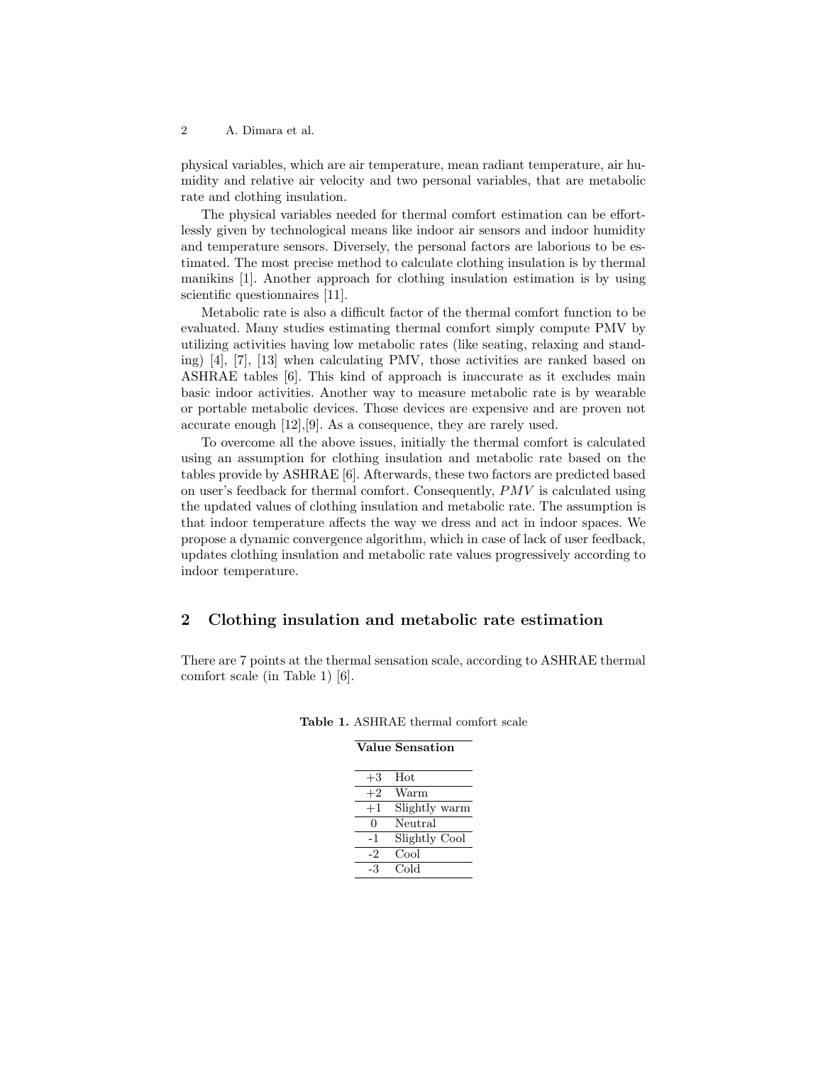physical variables, which are air temperature, mean radiant temperature, air humidity and relative air velocity and two personal variables, that are metabolic rate and clothing insulation.

The physical variables needed for thermal comfort estimation can be effortlessly given by technological means like indoor air sensors and indoor humidity and temperature sensors. Diversely, the personal factors are laborious to be estimated. The most precise method to calculate clothing insulation is by thermal manikins [1]. Another approach for clothing insulation estimation is by using scientific questionnaires [11].

Metabolic rate is also a difficult factor of the thermal comfort function to be evaluated. Many studies estimating thermal comfort simply compute PMV by utilizing activities having low metabolic rates (like seating, relaxing and standing) [4], [7], [13] when calculating PMV, those activities are ranked based on ASHRAE tables [6]. This kind of approach is inaccurate as it excludes main basic indoor activities. Another way to measure metabolic rate is by wearable or portable metabolic devices. Those devices are expensive and are proven not accurate enough [12],[9]. As a consequence, they are rarely used.

To overcome all the above issues, initially the thermal comfort is calculated using an assumption for clothing insulation and metabolic rate based on the tables provide by ASHRAE [6]. Afterwards, these two factors are predicted based on user's feedback for thermal comfort. Consequently, $PMV$ is calculated using the updated values of clothing insulation and metabolic rate. The assumption is that indoor temperature affects the way we dress and act in indoor spaces. We propose a dynamic convergence algorithm, which in case of lack of user feedback, updates clothing insulation and metabolic rate values progressively according to indoor temperature.

## 2 Clothing insulation and metabolic rate estimation

There are 7 points at the thermal sensation scale, according to ASHRAE thermal comfort scale (in Table 1) [6].

**Table 1.** ASHRAE thermal comfort scale

| Value | Sensation |
|---|---|
| +3 | Hot |
| +2 | Warm |
| +1 | Slightly warm |
| 0 | Neutral |
| -1 | Slightly Cool |
| -2 | Cool |
| -3 | Cold |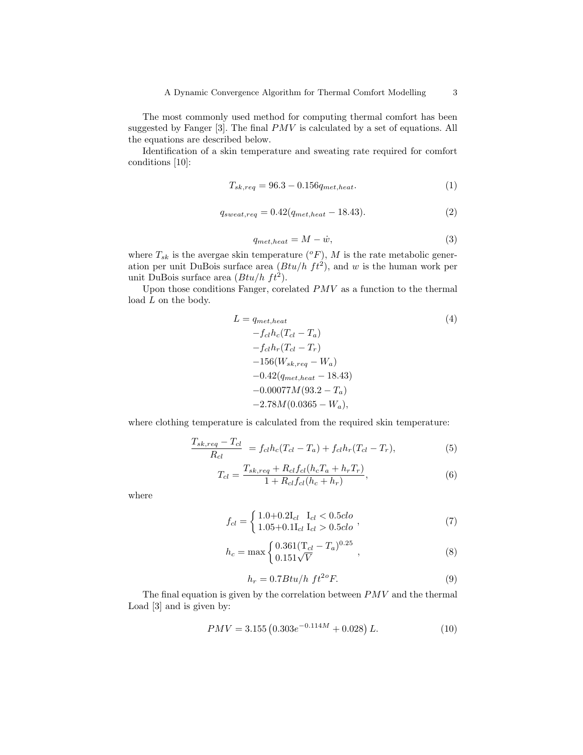The most commonly used method for computing thermal comfort has been suggested by Fanger [3]. The final $PMV$ is calculated by a set of equations. All the equations are described below.

Identification of a skin temperature and sweating rate required for comfort conditions [10]:

$$T_{sk,req} = 96.3 - 0.156 q_{met,heat}. \tag{1}$$

$$q_{sweat,req} = 0.42(q_{met,heat} - 18.43). \tag{2}$$

$$q_{met,heat} = M - \dot{w}, \tag{3}$$

where $T_{sk}$ is the avergae skin temperature ($^oF$), $M$ is the rate metabolic generation per unit DuBois surface area ($Btu/h\ ft^2$), and $w$ is the human work per unit DuBois surface area ($Btu/h\ ft^2$).

Upon those conditions Fanger, corelated $PMV$ as a function to the thermal load $L$ on the body.

$$\begin{aligned} L = {} & q_{met,heat} \\ & - f_{cl} h_c (T_{cl} - T_a) \\ & - f_{cl} h_r (T_{cl} - T_r) \\ & - 156 (W_{sk,req} - W_a) \\ & - 0.42 (q_{met,heat} - 18.43) \\ & - 0.00077 M (93.2 - T_a) \\ & - 2.78 M (0.0365 - W_a), \end{aligned} \tag{4}$$

where clothing temperature is calculated from the required skin temperature:

$$\frac{T_{sk,req} - T_{cl}}{R_{cl}} = f_{cl} h_c (T_{cl} - T_a) + f_{cl} h_r (T_{cl} - T_r), \tag{5}$$

$$T_{cl} = \frac{T_{sk,req} + R_{cl} f_{cl} (h_c T_a + h_r T_r)}{1 + R_{cl} f_{cl} (h_c + h_r)}, \tag{6}$$

where

$$f_{cl} = \begin{cases} 1.0 + 0.2 \mathrm{I}_{cl} & \mathrm{I}_{cl} < 0.5 clo \\ 1.05 + 0.1 \mathrm{I}_{cl} & \mathrm{I}_{cl} > 0.5 clo \end{cases}, \tag{7}$$

$$h_c = \max \begin{cases} 0.361 (\mathrm{T}_{cl} - T_a)^{0.25} \\ 0.151 \sqrt{V} \end{cases}, \tag{8}$$

$$h_r = 0.7 Btu/h\ ft^{2o} F. \tag{9}$$

The final equation is given by the correlation between $PMV$ and the thermal Load [3] and is given by:

$$PMV = 3.155 \left( 0.303 e^{-0.114M} + 0.028 \right) L. \tag{10}$$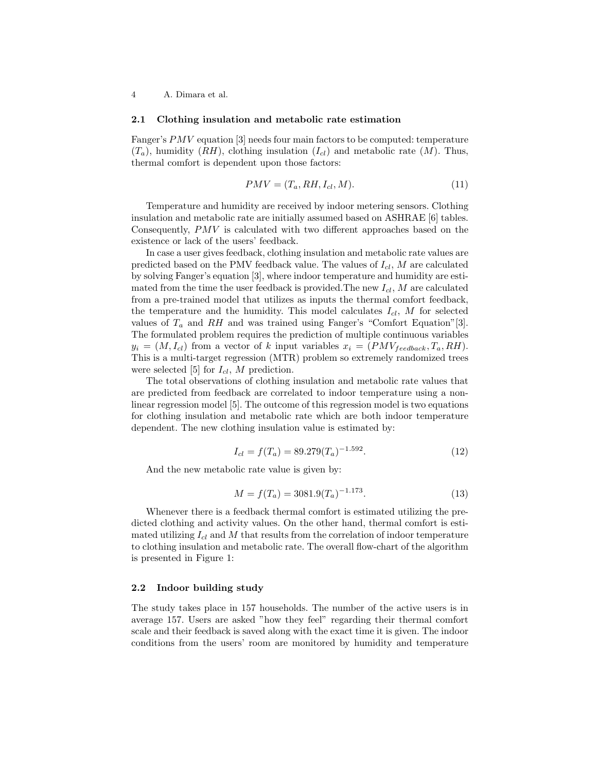### 2.1 Clothing insulation and metabolic rate estimation

Fanger's $PMV$ equation [3] needs four main factors to be computed: temperature ($T_a$), humidity ($RH$), clothing insulation ($I_{cl}$) and metabolic rate ($M$). Thus, thermal comfort is dependent upon those factors:

$$PMV = (T_a, RH, I_{cl}, M). \tag{11}$$

Temperature and humidity are received by indoor metering sensors. Clothing insulation and metabolic rate are initially assumed based on ASHRAE [6] tables. Consequently, $PMV$ is calculated with two different approaches based on the existence or lack of the users' feedback.

In case a user gives feedback, clothing insulation and metabolic rate values are predicted based on the PMV feedback value. The values of $I_{cl}$, $M$ are calculated by solving Fanger's equation [3], where indoor temperature and humidity are estimated from the time the user feedback is provided.The new $I_{cl}$, $M$ are calculated from a pre-trained model that utilizes as inputs the thermal comfort feedback, the temperature and the humidity. This model calculates $I_{cl}$, $M$ for selected values of $T_a$ and $RH$ and was trained using Fanger's "Comfort Equation"[3]. The formulated problem requires the prediction of multiple continuous variables $y_i = (M, I_{cl})$ from a vector of $k$ input variables $x_i = (PMV_{feedback}, T_a, RH)$. This is a multi-target regression (MTR) problem so extremely randomized trees were selected [5] for $I_{cl}$, $M$ prediction.

The total observations of clothing insulation and metabolic rate values that are predicted from feedback are correlated to indoor temperature using a non-linear regression model [5]. The outcome of this regression model is two equations for clothing insulation and metabolic rate which are both indoor temperature dependent. The new clothing insulation value is estimated by:

$$I_{cl} = f(T_a) = 89.279(T_a)^{-1.592}. \tag{12}$$

And the new metabolic rate value is given by:

$$M = f(T_a) = 3081.9(T_a)^{-1.173}. \tag{13}$$

Whenever there is a feedback thermal comfort is estimated utilizing the predicted clothing and activity values. On the other hand, thermal comfort is estimated utilizing $I_{cl}$ and $M$ that results from the correlation of indoor temperature to clothing insulation and metabolic rate. The overall flow-chart of the algorithm is presented in Figure 1:

### 2.2 Indoor building study

The study takes place in 157 households. The number of the active users is in average 157. Users are asked "how they feel" regarding their thermal comfort scale and their feedback is saved along with the exact time it is given. The indoor conditions from the users' room are monitored by humidity and temperature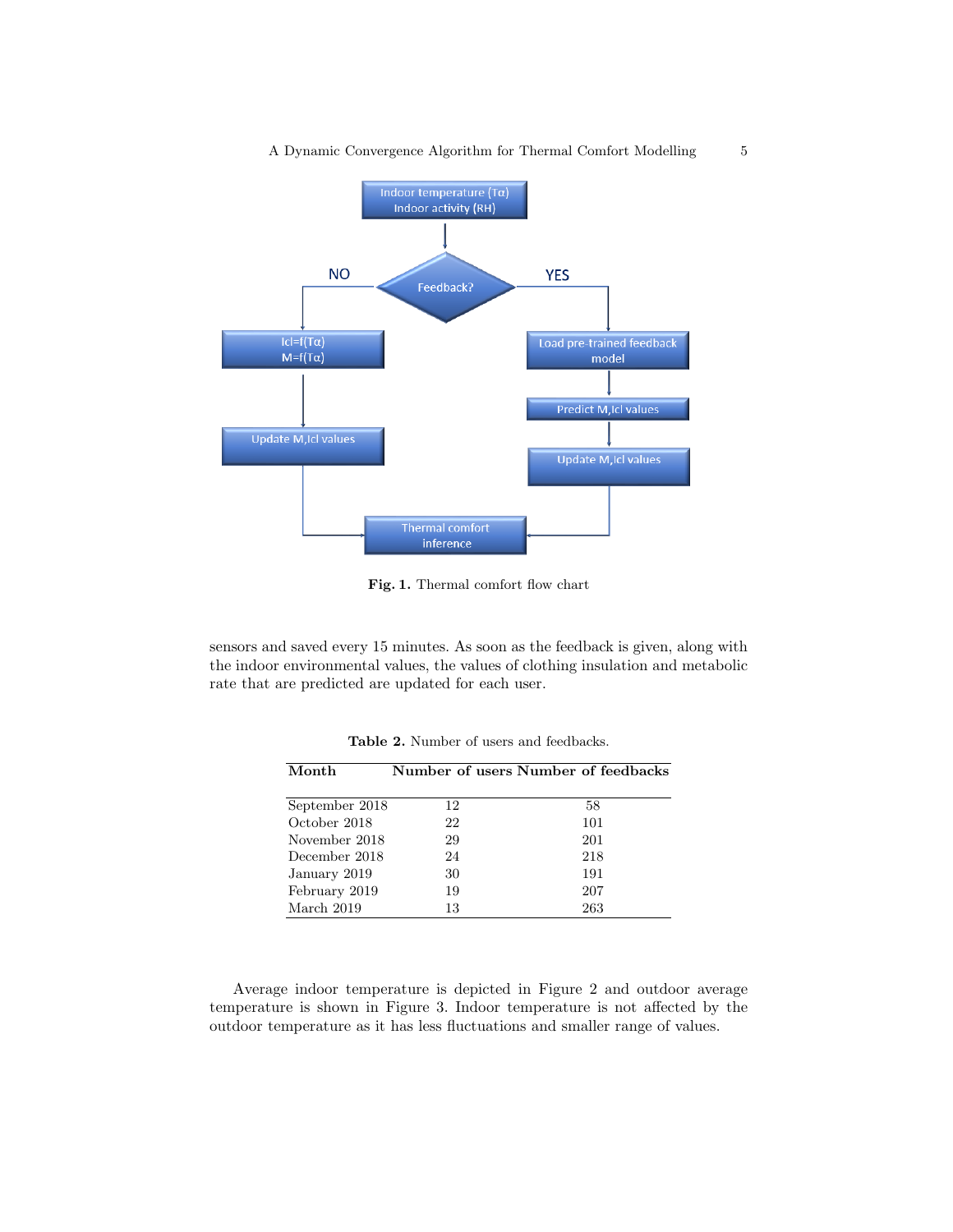Fig. 1. Thermal comfort flow chart

sensors and saved every 15 minutes. As soon as the feedback is given, along with the indoor environmental values, the values of clothing insulation and metabolic rate that are predicted are updated for each user.

**Table 2.** Number of users and feedbacks.

| Month | Number of users | Number of feedbacks |
|---|---|---|
| September 2018 | 12 | 58 |
| October 2018 | 22 | 101 |
| November 2018 | 29 | 201 |
| December 2018 | 24 | 218 |
| January 2019 | 30 | 191 |
| February 2019 | 19 | 207 |
| March 2019 | 13 | 263 |

Average indoor temperature is depicted in Figure 2 and outdoor average temperature is shown in Figure 3. Indoor temperature is not affected by the outdoor temperature as it has less fluctuations and smaller range of values.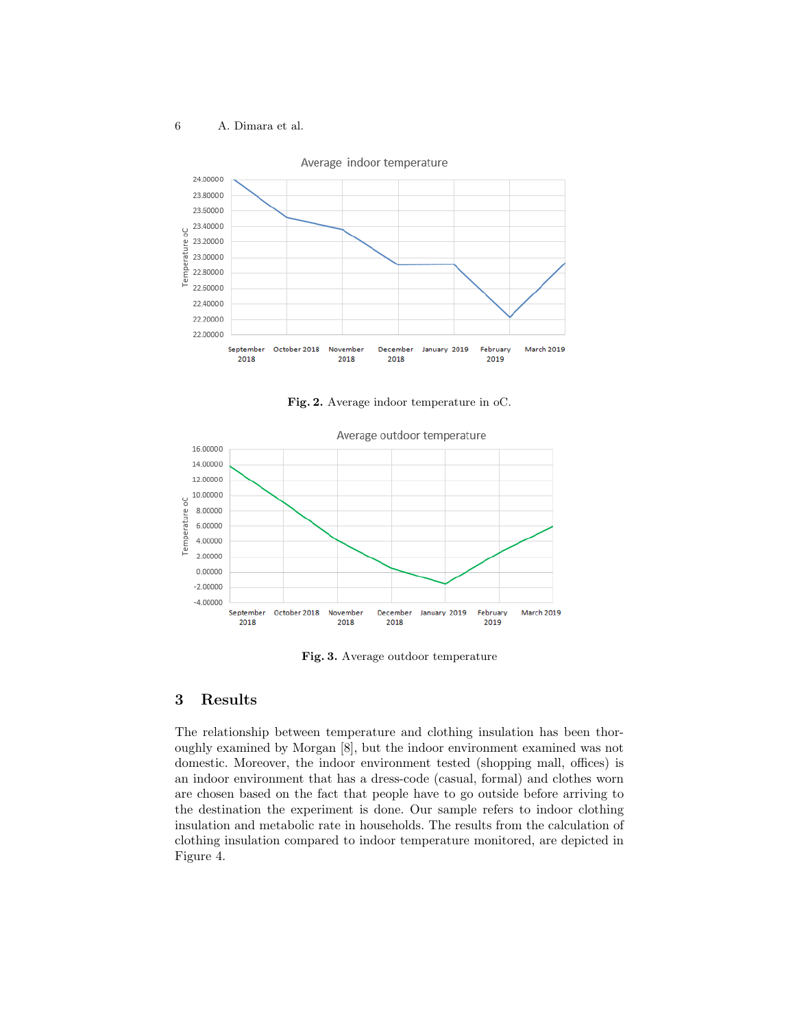Fig. 2. Average indoor temperature in oC.

Fig. 3. Average outdoor temperature

## 3 Results

The relationship between temperature and clothing insulation has been thoroughly examined by Morgan [8], but the indoor environment examined was not domestic. Moreover, the indoor environment tested (shopping mall, offices) is an indoor environment that has a dress-code (casual, formal) and clothes worn are chosen based on the fact that people have to go outside before arriving to the destination the experiment is done. Our sample refers to indoor clothing insulation and metabolic rate in households. The results from the calculation of clothing insulation compared to indoor temperature monitored, are depicted in Figure 4.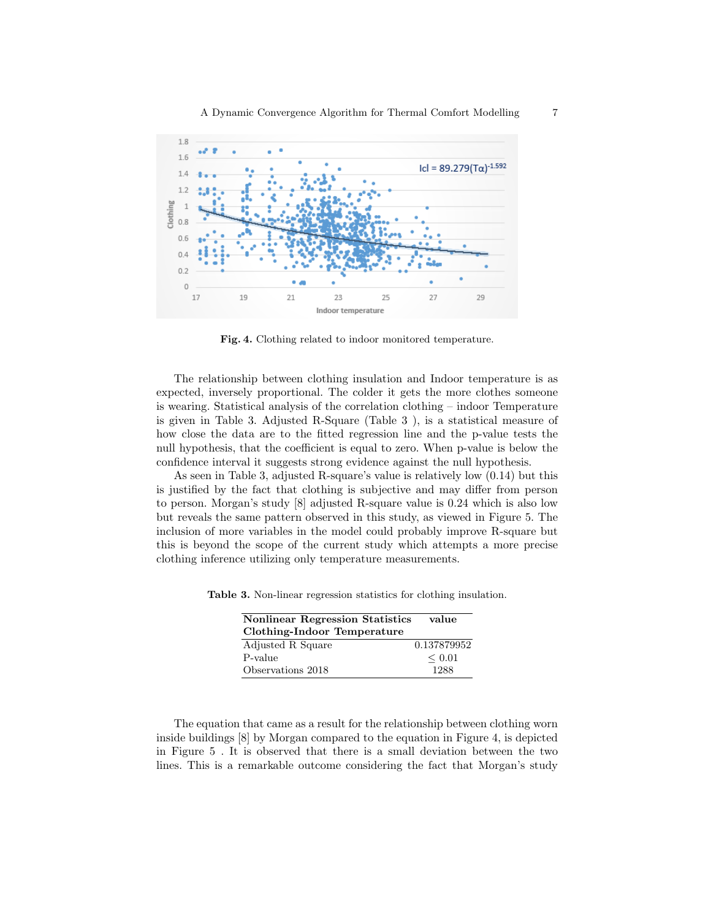**Fig. 4.** Clothing related to indoor monitored temperature.

The relationship between clothing insulation and Indoor temperature is as expected, inversely proportional. The colder it gets the more clothes someone is wearing. Statistical analysis of the correlation clothing – indoor Temperature is given in Table 3. Adjusted R-Square (Table 3 ), is a statistical measure of how close the data are to the fitted regression line and the p-value tests the null hypothesis, that the coefficient is equal to zero. When p-value is below the confidence interval it suggests strong evidence against the null hypothesis.

As seen in Table 3, adjusted R-square's value is relatively low (0.14) but this is justified by the fact that clothing is subjective and may differ from person to person. Morgan's study [8] adjusted R-square value is 0.24 which is also low but reveals the same pattern observed in this study, as viewed in Figure 5. The inclusion of more variables in the model could probably improve R-square but this is beyond the scope of the current study which attempts a more precise clothing inference utilizing only temperature measurements.

**Table 3.** Non-linear regression statistics for clothing insulation.

| **Nonlinear Regression Statistics Clothing-Indoor Temperature** | **value** |
|---|---|
| Adjusted R Square | 0.137879952 |
| P-value | $\leq 0.01$ |
| Observations 2018 | 1288 |

The equation that came as a result for the relationship between clothing worn inside buildings [8] by Morgan compared to the equation in Figure 4, is depicted in Figure 5 . It is observed that there is a small deviation between the two lines. This is a remarkable outcome considering the fact that Morgan's study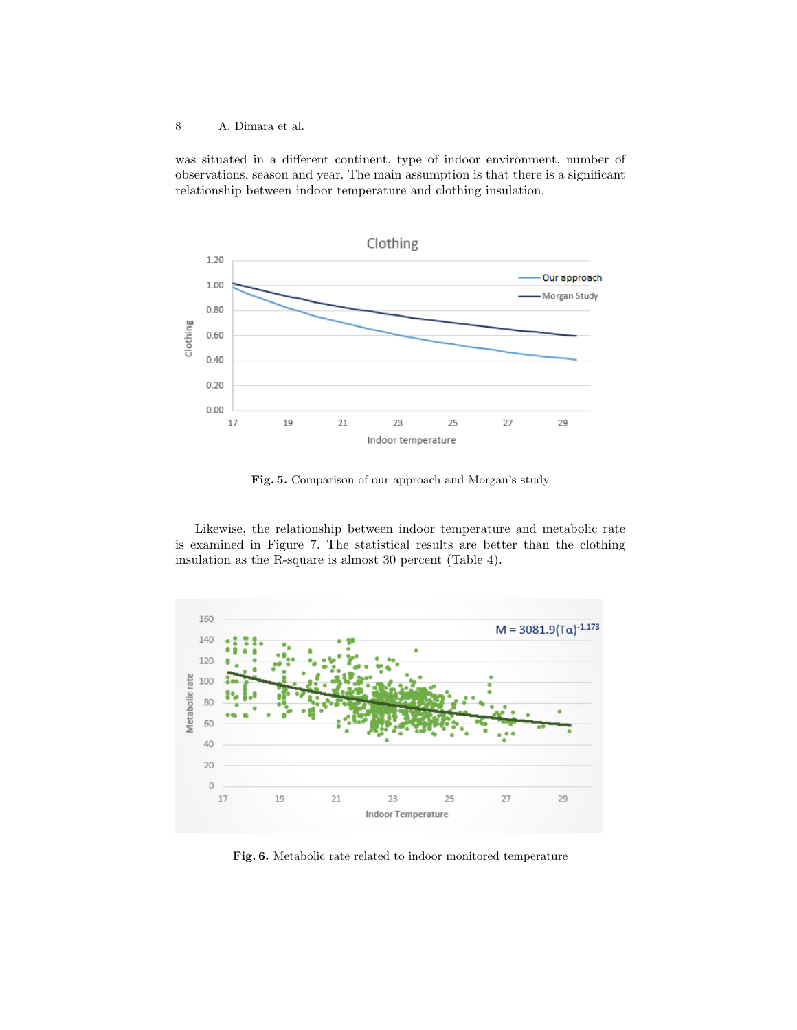was situated in a different continent, type of indoor environment, number of observations, season and year. The main assumption is that there is a significant relationship between indoor temperature and clothing insulation.

**Fig. 5.** Comparison of our approach and Morgan's study

Likewise, the relationship between indoor temperature and metabolic rate is examined in Figure 7. The statistical results are better than the clothing insulation as the R-square is almost 30 percent (Table 4).

**Fig. 6.** Metabolic rate related to indoor monitored temperature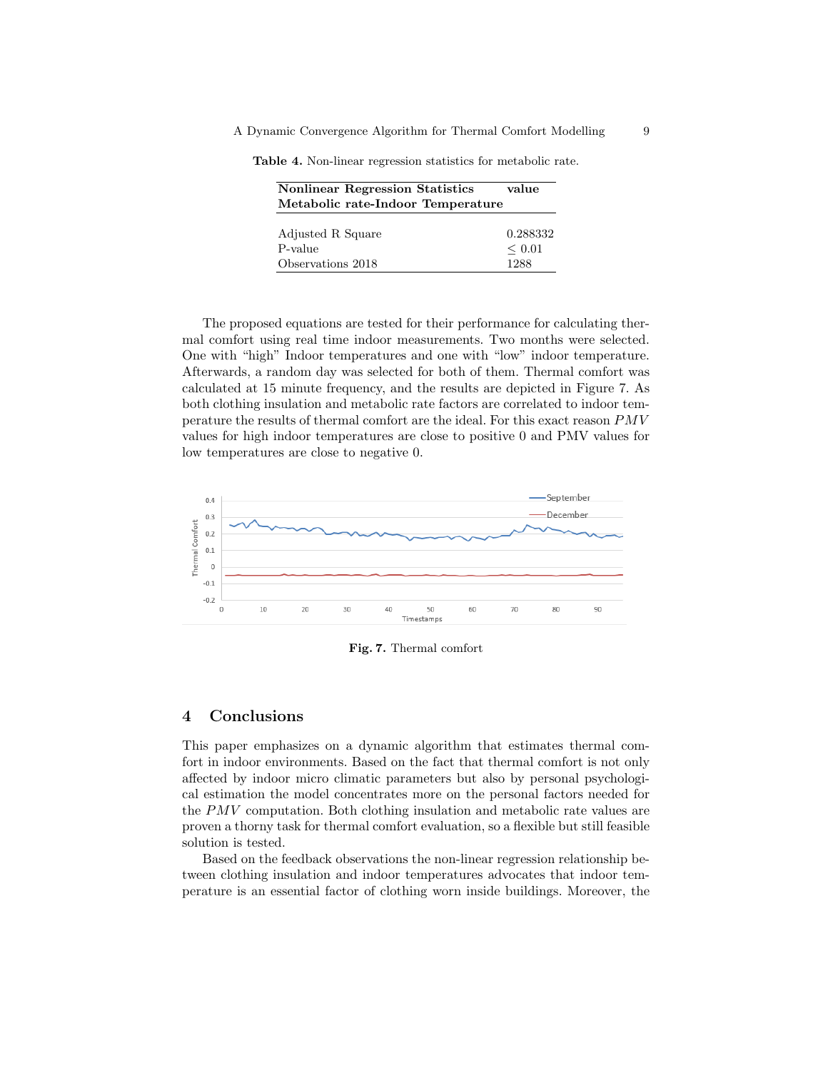**Table 4.** Non-linear regression statistics for metabolic rate.

| **Nonlinear Regression Statistics Metabolic rate-Indoor Temperature** | **value** |
|---|---|
| Adjusted R Square | 0.288332 |
| P-value | $\leq 0.01$ |
| Observations 2018 | 1288 |

The proposed equations are tested for their performance for calculating thermal comfort using real time indoor measurements. Two months were selected. One with "high" Indoor temperatures and one with "low" indoor temperature. Afterwards, a random day was selected for both of them. Thermal comfort was calculated at 15 minute frequency, and the results are depicted in Figure 7. As both clothing insulation and metabolic rate factors are correlated to indoor temperature the results of thermal comfort are the ideal. For this exact reason $PMV$ values for high indoor temperatures are close to positive 0 and PMV values for low temperatures are close to negative 0.

**Fig. 7.** Thermal comfort

## 4 Conclusions

This paper emphasizes on a dynamic algorithm that estimates thermal comfort in indoor environments. Based on the fact that thermal comfort is not only affected by indoor micro climatic parameters but also by personal psychological estimation the model concentrates more on the personal factors needed for the $PMV$ computation. Both clothing insulation and metabolic rate values are proven a thorny task for thermal comfort evaluation, so a flexible but still feasible solution is tested.

Based on the feedback observations the non-linear regression relationship between clothing insulation and indoor temperatures advocates that indoor temperature is an essential factor of clothing worn inside buildings. Moreover, the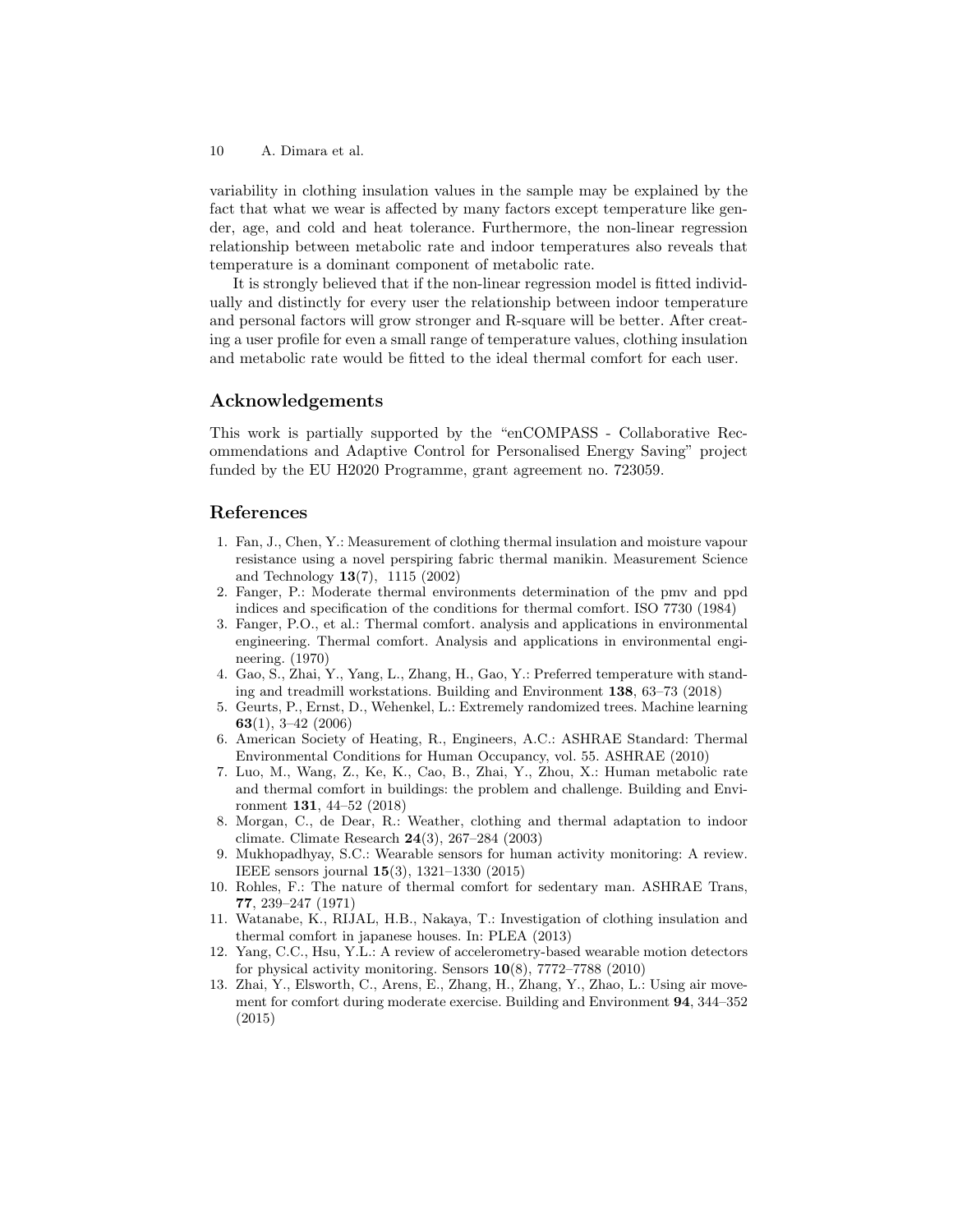variability in clothing insulation values in the sample may be explained by the fact that what we wear is affected by many factors except temperature like gender, age, and cold and heat tolerance. Furthermore, the non-linear regression relationship between metabolic rate and indoor temperatures also reveals that temperature is a dominant component of metabolic rate.

It is strongly believed that if the non-linear regression model is fitted individually and distinctly for every user the relationship between indoor temperature and personal factors will grow stronger and R-square will be better. After creating a user profile for even a small range of temperature values, clothing insulation and metabolic rate would be fitted to the ideal thermal comfort for each user.

## Acknowledgements

This work is partially supported by the "enCOMPASS - Collaborative Recommendations and Adaptive Control for Personalised Energy Saving" project funded by the EU H2020 Programme, grant agreement no. 723059.

## References

1. Fan, J., Chen, Y.: Measurement of clothing thermal insulation and moisture vapour resistance using a novel perspiring fabric thermal manikin. Measurement Science and Technology **13**(7), 1115 (2002)
2. Fanger, P.: Moderate thermal environments determination of the pmv and ppd indices and specification of the conditions for thermal comfort. ISO 7730 (1984)
3. Fanger, P.O., et al.: Thermal comfort. analysis and applications in environmental engineering. Thermal comfort. Analysis and applications in environmental engineering. (1970)
4. Gao, S., Zhai, Y., Yang, L., Zhang, H., Gao, Y.: Preferred temperature with standing and treadmill workstations. Building and Environment **138**, 63–73 (2018)
5. Geurts, P., Ernst, D., Wehenkel, L.: Extremely randomized trees. Machine learning **63**(1), 3–42 (2006)
6. American Society of Heating, R., Engineers, A.C.: ASHRAE Standard: Thermal Environmental Conditions for Human Occupancy, vol. 55. ASHRAE (2010)
7. Luo, M., Wang, Z., Ke, K., Cao, B., Zhai, Y., Zhou, X.: Human metabolic rate and thermal comfort in buildings: the problem and challenge. Building and Environment **131**, 44–52 (2018)
8. Morgan, C., de Dear, R.: Weather, clothing and thermal adaptation to indoor climate. Climate Research **24**(3), 267–284 (2003)
9. Mukhopadhyay, S.C.: Wearable sensors for human activity monitoring: A review. IEEE sensors journal **15**(3), 1321–1330 (2015)
10. Rohles, F.: The nature of thermal comfort for sedentary man. ASHRAE Trans, **77**, 239–247 (1971)
11. Watanabe, K., RIJAL, H.B., Nakaya, T.: Investigation of clothing insulation and thermal comfort in japanese houses. In: PLEA (2013)
12. Yang, C.C., Hsu, Y.L.: A review of accelerometry-based wearable motion detectors for physical activity monitoring. Sensors **10**(8), 7772–7788 (2010)
13. Zhai, Y., Elsworth, C., Arens, E., Zhang, H., Zhang, Y., Zhao, L.: Using air movement for comfort during moderate exercise. Building and Environment **94**, 344–352 (2015)